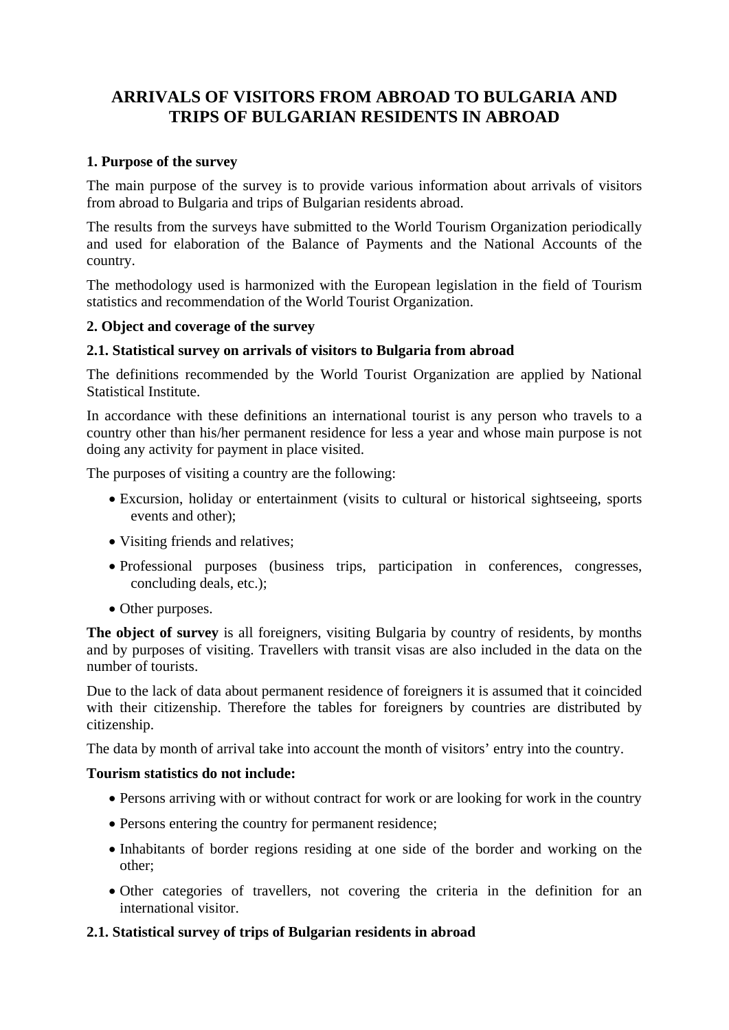# ARRIVALS OF VISITORS FROM ABROAD TO BULGARIA AND TRIPS OF BULGARIAN RESIDENTS IN ABROAD

## 1. Purpose of the survey

The main purpose of the survey is to provide various information about arrivals of visitors from abroad to Bulgaria and trips of Bulgarian residents abroad.

The results from the surveys have submitted to the World Tourism Organization periodically and used for elaboration of the Balance of Payments and the National Accounts of the country.

The methodology used is harmonized with the European legislation in the field of Tourism statistics and recommendation of the World Tourist Organization.

## 2. Object and coverage of the survey

### 2.1. Statistical survey on arrivals of visitors to Bulgaria from abroad

The definitions recommended by the World Tourist Organization are applied by National Statistical Institute.

In accordance with these definitions an international tourist is any person who travels to a country other than his/her permanent residence for less a year and whose main purpose is not doing any activity for payment in place visited.

The purposes of visiting a country are the following:

- Excursion, holiday or entertainment (visits to cultural or historical sightseeing, sports events and other);
- Visiting friends and relatives;
- Professional purposes (business trips, participation in conferences, congresses, concluding deals, etc.);
- Other purposes.

**The object of survey** is all foreigners, visiting Bulgaria by country of residents, by months and by purposes of visiting. Travellers with transit visas are also included in the data on the number of tourists.

Due to the lack of data about permanent residence of foreigners it is assumed that it coincided with their citizenship. Therefore the tables for foreigners by countries are distributed by citizenship.

The data by month of arrival take into account the month of visitors' entry into the country.

**Tourism statistics do not include:**

- Persons arriving with or without contract for work or are looking for work in the country
- Persons entering the country for permanent residence;
- Inhabitants of border regions residing at one side of the border and working on the other;
- Other categories of travellers, not covering the criteria in the definition for an international visitor.

### 2.1. Statistical survey of trips of Bulgarian residents in abroad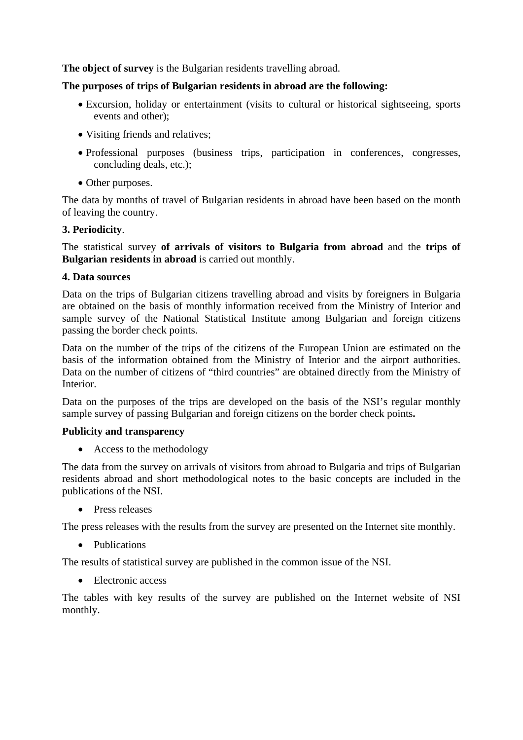**The object of survey** is the Bulgarian residents travelling abroad.

**The purposes of trips of Bulgarian residents in abroad are the following:**

- Excursion, holiday or entertainment (visits to cultural or historical sightseeing, sports events and other);
- Visiting friends and relatives;
- Professional purposes (business trips, participation in conferences, congresses, concluding deals, etc.);
- Other purposes.

The data by months of travel of Bulgarian residents in abroad have been based on the month of leaving the country.

**3. Periodicity**.

The statistical survey **of arrivals of visitors to Bulgaria from abroad** and the **trips of Bulgarian residents in abroad** is carried out monthly.

**4. Data sources**

Data on the trips of Bulgarian citizens travelling abroad and visits by foreigners in Bulgaria are obtained on the basis of monthly information received from the Ministry of Interior and sample survey of the National Statistical Institute among Bulgarian and foreign citizens passing the border check points.

Data on the number of the trips of the citizens of the European Union are estimated on the basis of the information obtained from the Ministry of Interior and the airport authorities. Data on the number of citizens of "third countries" are obtained directly from the Ministry of Interior.

Data on the purposes of the trips are developed on the basis of the NSI's regular monthly sample survey of passing Bulgarian and foreign citizens on the border check points**.**

**Publicity and transparency**

- Access to the methodology

The data from the survey on arrivals of visitors from abroad to Bulgaria and trips of Bulgarian residents abroad and short methodological notes to the basic concepts are included in the publications of the NSI.

- Press releases

The press releases with the results from the survey are presented on the Internet site monthly.

- Publications

The results of statistical survey are published in the common issue of the NSI.

- Electronic access

The tables with key results of the survey are published on the Internet website of NSI monthly.